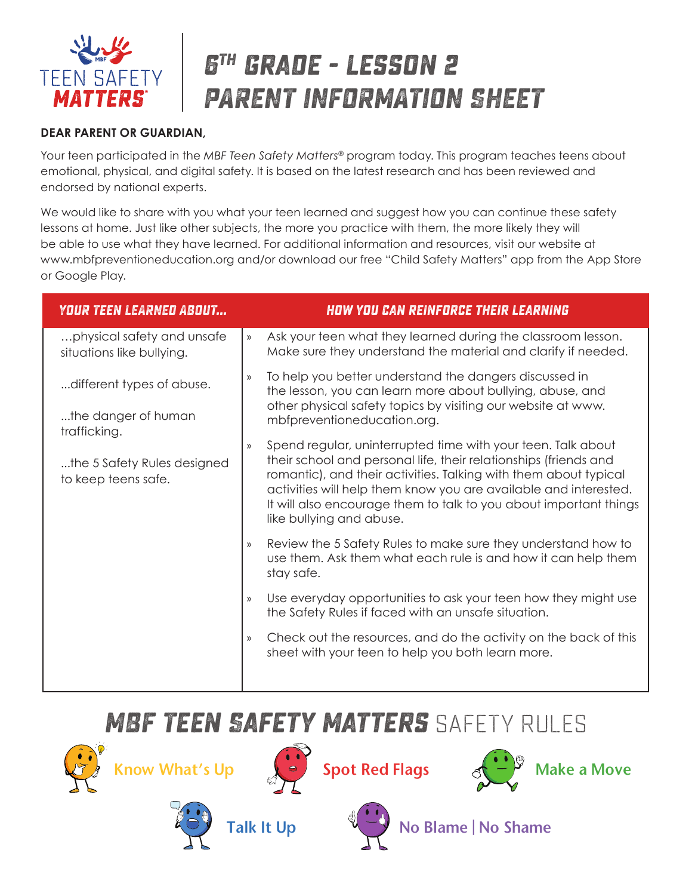TEEN SAFETY MATTERS®

# 6TH GRADE - LESSON 2 PARENT INFORMATION SHEET

**DEAR PARENT OR GUARDIAN,**

Your teen participated in the *MBF Teen Safety Matters®* program today. This program teaches teens about emotional, physical, and digital safety. It is based on the latest research and has been reviewed and endorsed by national experts.

We would like to share with you what your teen learned and suggest how you can continue these safety lessons at home. Just like other subjects, the more you practice with them, the more likely they will be able to use what they have learned. For additional information and resources, visit our website at www.mbfpreventioneducation.org and/or download our free "Child Safety Matters" app from the App Store or Google Play.

| YOUR TEEN LEARNED ABOUT... | HOW YOU CAN REINFORCE THEIR LEARNING |
|---|---|
| ...physical safety and unsafe situations like bullying.<br><br>...different types of abuse.<br><br>...the danger of human trafficking.<br><br>...the 5 Safety Rules designed to keep teens safe. | » Ask your teen what they learned during the classroom lesson. Make sure they understand the material and clarify if needed.<br><br>» To help you better understand the dangers discussed in the lesson, you can learn more about bullying, abuse, and other physical safety topics by visiting our website at www.mbfpreventioneducation.org.<br><br>» Spend regular, uninterrupted time with your teen. Talk about their school and personal life, their relationships (friends and romantic), and their activities. Talking with them about typical activities will help them know you are available and interested. It will also encourage them to talk to you about important things like bullying and abuse.<br><br>» Review the 5 Safety Rules to make sure they understand how to use them. Ask them what each rule is and how it can help them stay safe.<br><br>» Use everyday opportunities to ask your teen how they might use the Safety Rules if faced with an unsafe situation.<br><br>» Check out the resources, and do the activity on the back of this sheet with your teen to help you both learn more. |

## MBF TEEN SAFETY MATTERS SAFETY RULES

- Know What's Up
- Spot Red Flags
- Make a Move
- Talk It Up
- No Blame | No Shame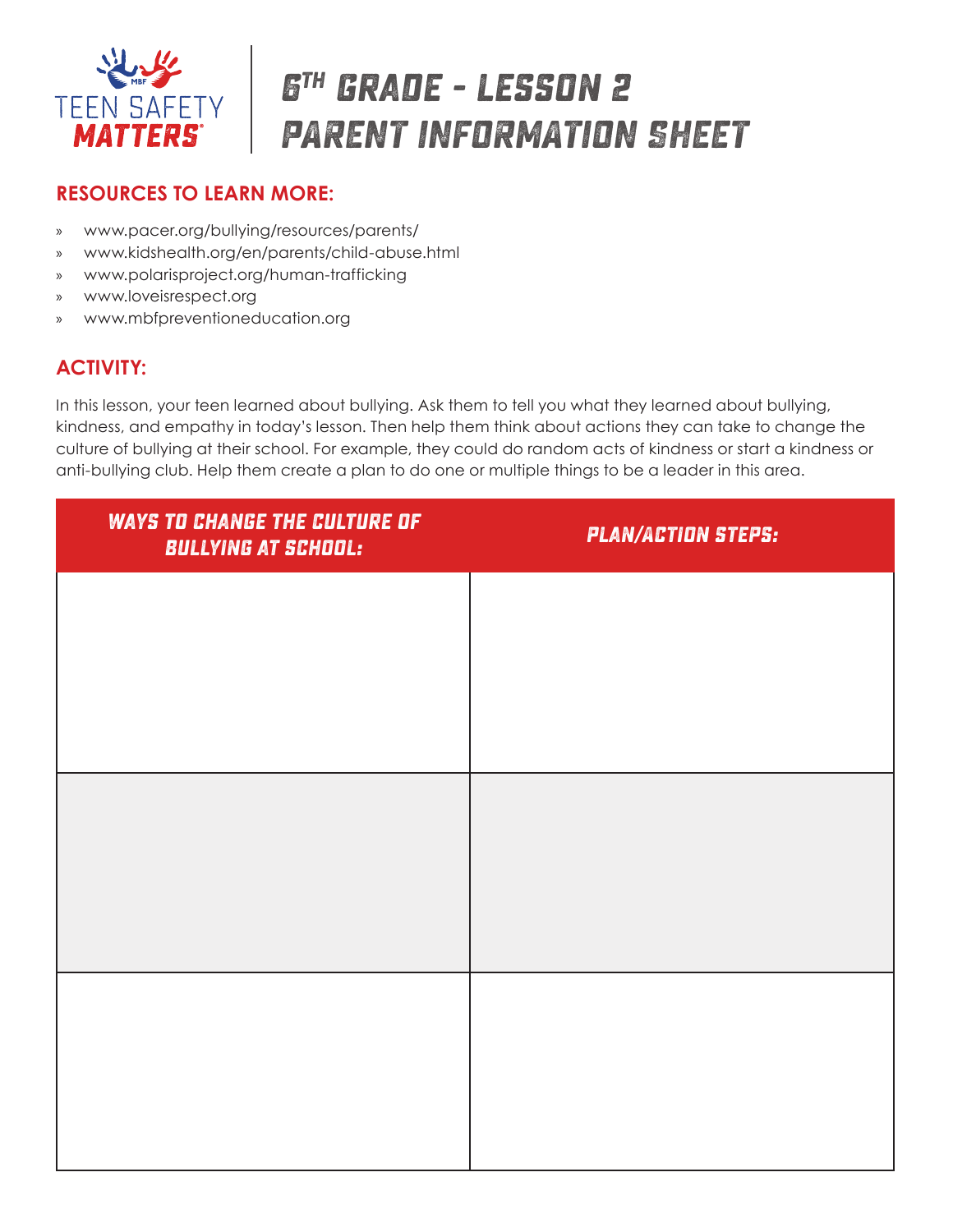# 6TH GRADE - LESSON 2 PARENT INFORMATION SHEET

## RESOURCES TO LEARN MORE:

- www.pacer.org/bullying/resources/parents/
- www.kidshealth.org/en/parents/child-abuse.html
- www.polarisproject.org/human-trafficking
- www.loveisrespect.org
- www.mbfpreventioneducation.org

## ACTIVITY:

In this lesson, your teen learned about bullying. Ask them to tell you what they learned about bullying, kindness, and empathy in today's lesson. Then help them think about actions they can take to change the culture of bullying at their school. For example, they could do random acts of kindness or start a kindness or anti-bullying club. Help them create a plan to do one or multiple things to be a leader in this area.

| WAYS TO CHANGE THE CULTURE OF BULLYING AT SCHOOL: | PLAN/ACTION STEPS: |
|---|---|
| | |
| | |
| | |